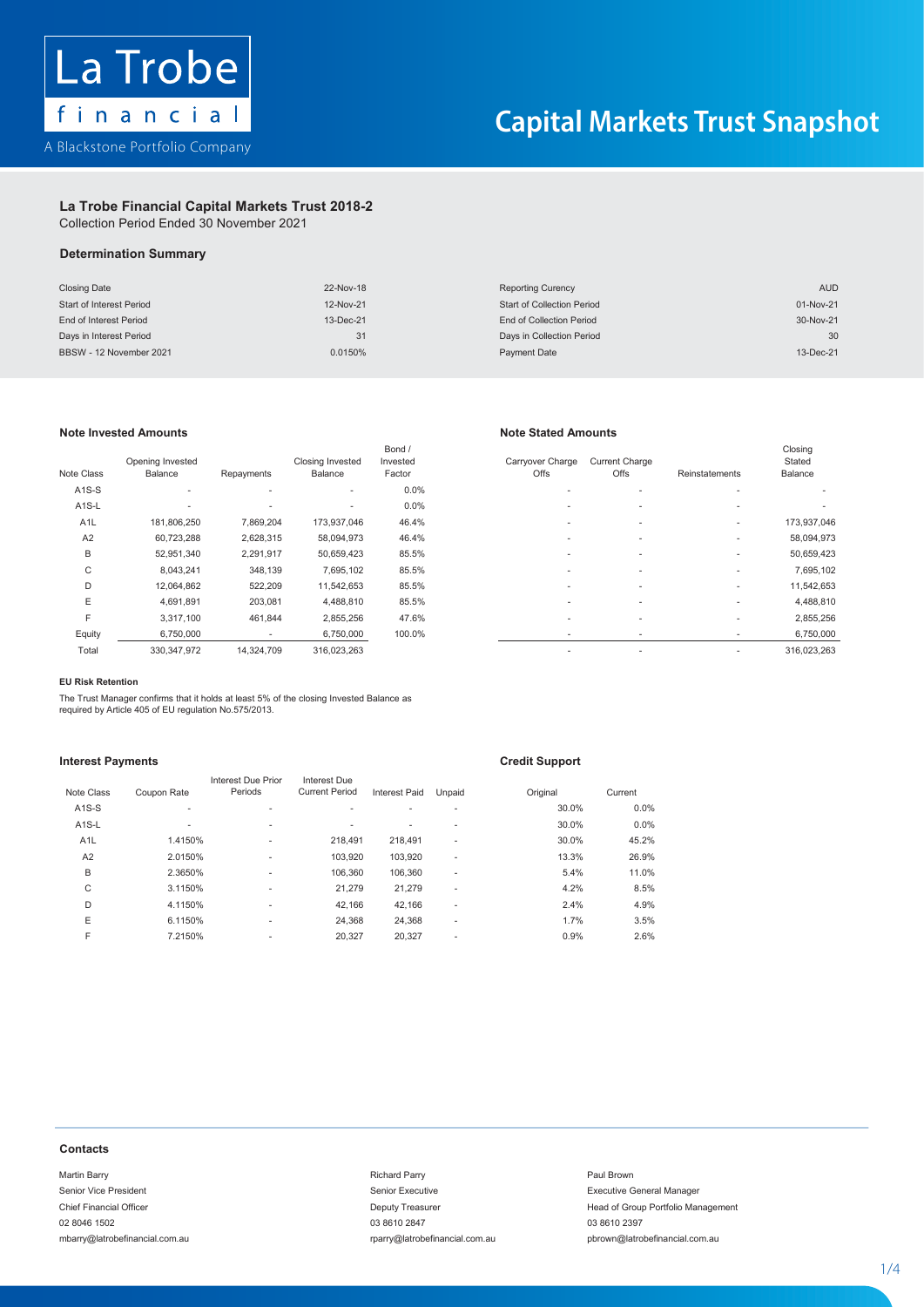La Trobe financial

A Blackstone Portfolio Company

# Capital Markets Trust Snapshot

## La Trobe Financial Capital Markets Trust 2018-2

Collection Period Ended 30 November 2021

### Determination Summary

| | | | |
|---|---|---|---|
| Closing Date | 22-Nov-18 | Reporting Curency | AUD |
| Start of Interest Period | 12-Nov-21 | Start of Collection Period | 01-Nov-21 |
| End of Interest Period | 13-Dec-21 | End of Collection Period | 30-Nov-21 |
| Days in Interest Period | 31 | Days in Collection Period | 30 |
| BBSW - 12 November 2021 | 0.0150% | Payment Date | 13-Dec-21 |

### Note Invested Amounts

| Note Class | Opening Invested Balance | Repayments | Closing Invested Balance | Bond / Invested Factor |
|---|---|---|---|---|
| A1S-S | - | - | - | 0.0% |
| A1S-L | - | - | - | 0.0% |
| A1L | 181,806,250 | 7,869,204 | 173,937,046 | 46.4% |
| A2 | 60,723,288 | 2,628,315 | 58,094,973 | 46.4% |
| B | 52,951,340 | 2,291,917 | 50,659,423 | 85.5% |
| C | 8,043,241 | 348,139 | 7,695,102 | 85.5% |
| D | 12,064,862 | 522,209 | 11,542,653 | 85.5% |
| E | 4,691,891 | 203,081 | 4,488,810 | 85.5% |
| F | 3,317,100 | 461,844 | 2,855,256 | 47.6% |
| Equity | 6,750,000 | - | 6,750,000 | 100.0% |
| Total | 330,347,972 | 14,324,709 | 316,023,263 | |

### Note Stated Amounts

| Carryover Charge Offs | Current Charge Offs | Reinstatements | Closing Stated Balance |
|---|---|---|---|
| - | - | - | - |
| - | - | - | - |
| - | - | - | 173,937,046 |
| - | - | - | 58,094,973 |
| - | - | - | 50,659,423 |
| - | - | - | 7,695,102 |
| - | - | - | 11,542,653 |
| - | - | - | 4,488,810 |
| - | - | - | 2,855,256 |
| - | - | - | 6,750,000 |
| - | - | - | 316,023,263 |

#### EU Risk Retention

The Trust Manager confirms that it holds at least 5% of the closing Invested Balance as required by Article 405 of EU regulation No.575/2013.

### Interest Payments

| Note Class | Coupon Rate | Interest Due Prior Periods | Interest Due Current Period | Interest Paid | Unpaid |
|---|---|---|---|---|---|
| A1S-S | - | - | - | - | - |
| A1S-L | - | - | - | - | - |
| A1L | 1.4150% | - | 218,491 | 218,491 | - |
| A2 | 2.0150% | - | 103,920 | 103,920 | - |
| B | 2.3650% | - | 106,360 | 106,360 | - |
| C | 3.1150% | - | 21,279 | 21,279 | - |
| D | 4.1150% | - | 42,166 | 42,166 | - |
| E | 6.1150% | - | 24,368 | 24,368 | - |
| F | 7.2150% | - | 20,327 | 20,327 | - |

### Credit Support

| Original | Current |
|---|---|
| 30.0% | 0.0% |
| 30.0% | 0.0% |
| 30.0% | 45.2% |
| 13.3% | 26.9% |
| 5.4% | 11.0% |
| 4.2% | 8.5% |
| 2.4% | 4.9% |
| 1.7% | 3.5% |
| 0.9% | 2.6% |

### Contacts

Martin Barry
Senior Vice President
Chief Financial Officer
02 8046 1502
mbarry@latrobefinancial.com.au

Richard Parry
Senior Executive
Deputy Treasurer
03 8610 2847
rparry@latrobefinancial.com.au

Paul Brown
Executive General Manager
Head of Group Portfolio Management
03 8610 2397
pbrown@latrobefinancial.com.au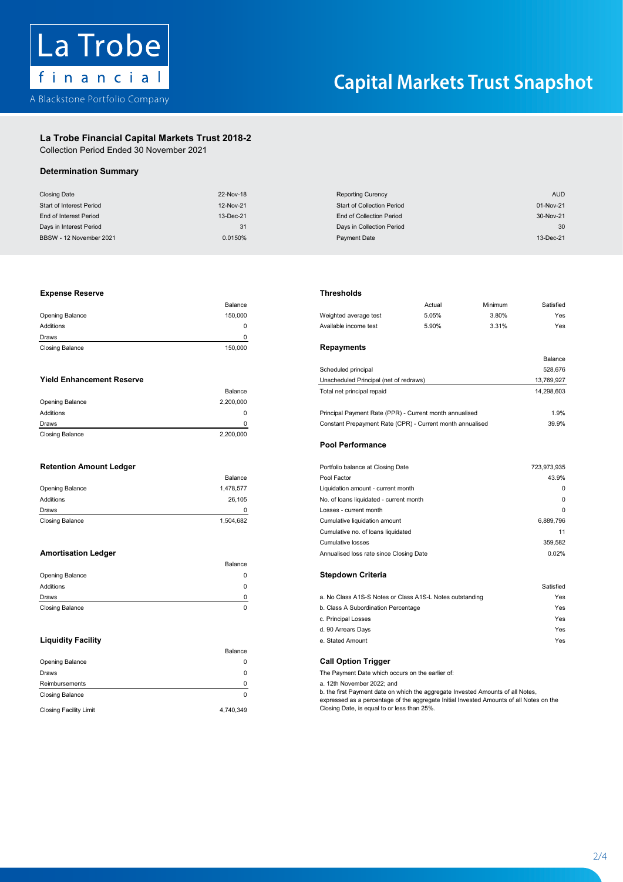La Trobe financial

A Blackstone Portfolio Company

# Capital Markets Trust Snapshot

## La Trobe Financial Capital Markets Trust 2018-2

Collection Period Ended 30 November 2021

### Determination Summary

| | | | |
|---|---|---|---|
| Closing Date | 22-Nov-18 | Reporting Curency | AUD |
| Start of Interest Period | 12-Nov-21 | Start of Collection Period | 01-Nov-21 |
| End of Interest Period | 13-Dec-21 | End of Collection Period | 30-Nov-21 |
| Days in Interest Period | 31 | Days in Collection Period | 30 |
| BBSW - 12 November 2021 | 0.0150% | Payment Date | 13-Dec-21 |

### Expense Reserve

| | Balance |
|---|---|
| Opening Balance | 150,000 |
| Additions | 0 |
| Draws | 0 |
| Closing Balance | 150,000 |

### Yield Enhancement Reserve

| | Balance |
|---|---|
| Opening Balance | 2,200,000 |
| Additions | 0 |
| Draws | 0 |
| Closing Balance | 2,200,000 |

### Retention Amount Ledger

| | Balance |
|---|---|
| Opening Balance | 1,478,577 |
| Additions | 26,105 |
| Draws | 0 |
| Closing Balance | 1,504,682 |

### Amortisation Ledger

| | Balance |
|---|---|
| Opening Balance | 0 |
| Additions | 0 |
| Draws | 0 |
| Closing Balance | 0 |

### Liquidity Facility

| | Balance |
|---|---|
| Opening Balance | 0 |
| Draws | 0 |
| Reimbursements | 0 |
| Closing Balance | 0 |
| Closing Facility Limit | 4,740,349 |

### Thresholds

| | Actual | Minimum | Satisfied |
|---|---|---|---|
| Weighted average test | 5.05% | 3.80% | Yes |
| Available income test | 5.90% | 3.31% | Yes |

### Repayments

| | Balance |
|---|---|
| Scheduled principal | 528,676 |
| Unscheduled Principal (net of redraws) | 13,769,927 |
| Total net principal repaid | 14,298,603 |
| Principal Payment Rate (PPR) - Current month annualised | 1.9% |
| Constant Prepayment Rate (CPR) - Current month annualised | 39.9% |

### Pool Performance

| | |
|---|---|
| Portfolio balance at Closing Date | 723,973,935 |
| Pool Factor | 43.9% |
| Liquidation amount - current month | 0 |
| No. of loans liquidated - current month | 0 |
| Losses - current month | 0 |
| Cumulative liquidation amount | 6,889,796 |
| Cumulative no. of loans liquidated | 11 |
| Cumulative losses | 359,582 |
| Annualised loss rate since Closing Date | 0.02% |

### Stepdown Criteria

| | Satisfied |
|---|---|
| a. No Class A1S-S Notes or Class A1S-L Notes outstanding | Yes |
| b. Class A Subordination Percentage | Yes |
| c. Principal Losses | Yes |
| d. 90 Arrears Days | Yes |
| e. Stated Amount | Yes |

### Call Option Trigger

The Payment Date which occurs on the earlier of:

a. 12th November 2022; and

b. the first Payment date on which the aggregate Invested Amounts of all Notes, expressed as a percentage of the aggregate Initial Invested Amounts of all Notes on the Closing Date, is equal to or less than 25%.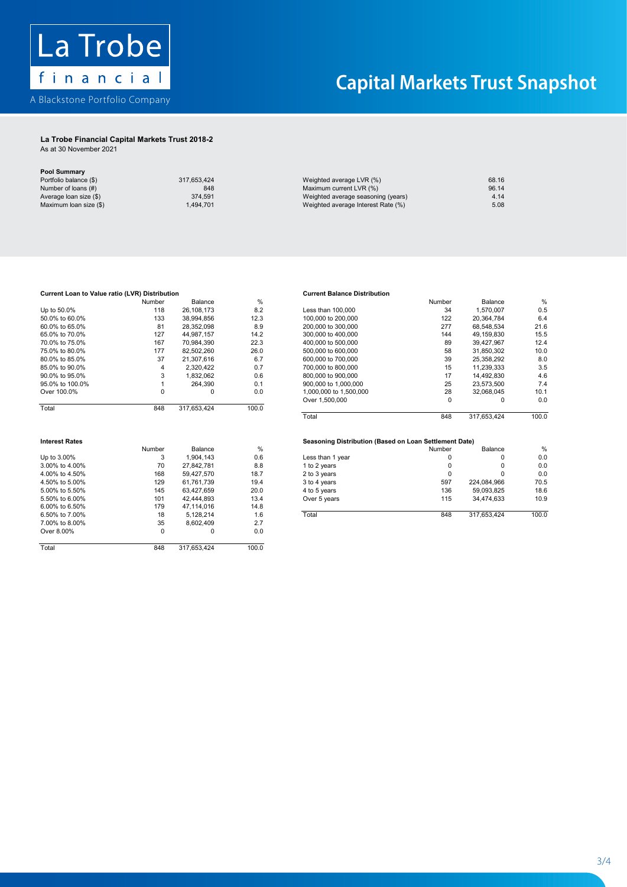La Trobe financial

A Blackstone Portfolio Company

# Capital Markets Trust Snapshot

**La Trobe Financial Capital Markets Trust 2018-2**

As at 30 November 2021

**Pool Summary**

| | | | |
|---|---|---|---|
| Portfolio balance ($) | 317,653,424 | Weighted average LVR (%) | 68.16 |
| Number of loans (#) | 848 | Maximum current LVR (%) | 96.14 |
| Average loan size ($) | 374,591 | Weighted average seasoning (years) | 4.14 |
| Maximum loan size ($) | 1,494,701 | Weighted average Interest Rate (%) | 5.08 |

**Current Loan to Value ratio (LVR) Distribution**

| | Number | Balance | % |
|---|---|---|---|
| Up to 50.0% | 118 | 26,108,173 | 8.2 |
| 50.0% to 60.0% | 133 | 38,994,856 | 12.3 |
| 60.0% to 65.0% | 81 | 28,352,098 | 8.9 |
| 65.0% to 70.0% | 127 | 44,987,157 | 14.2 |
| 70.0% to 75.0% | 167 | 70,984,390 | 22.3 |
| 75.0% to 80.0% | 177 | 82,502,260 | 26.0 |
| 80.0% to 85.0% | 37 | 21,307,616 | 6.7 |
| 85.0% to 90.0% | 4 | 2,320,422 | 0.7 |
| 90.0% to 95.0% | 3 | 1,832,062 | 0.6 |
| 95.0% to 100.0% | 1 | 264,390 | 0.1 |
| Over 100.0% | 0 | 0 | 0.0 |
| Total | 848 | 317,653,424 | 100.0 |

**Current Balance Distribution**

| | Number | Balance | % |
|---|---|---|---|
| Less than 100,000 | 34 | 1,570,007 | 0.5 |
| 100,000 to 200,000 | 122 | 20,364,784 | 6.4 |
| 200,000 to 300,000 | 277 | 68,548,534 | 21.6 |
| 300,000 to 400,000 | 144 | 49,159,830 | 15.5 |
| 400,000 to 500,000 | 89 | 39,427,967 | 12.4 |
| 500,000 to 600,000 | 58 | 31,850,302 | 10.0 |
| 600,000 to 700,000 | 39 | 25,358,292 | 8.0 |
| 700,000 to 800,000 | 15 | 11,239,333 | 3.5 |
| 800,000 to 900,000 | 17 | 14,492,830 | 4.6 |
| 900,000 to 1,000,000 | 25 | 23,573,500 | 7.4 |
| 1,000,000 to 1,500,000 | 28 | 32,068,045 | 10.1 |
| Over 1,500,000 | 0 | 0 | 0.0 |
| Total | 848 | 317,653,424 | 100.0 |

**Interest Rates**

| | Number | Balance | % |
|---|---|---|---|
| Up to 3.00% | 3 | 1,904,143 | 0.6 |
| 3.00% to 4.00% | 70 | 27,842,781 | 8.8 |
| 4.00% to 4.50% | 168 | 59,427,570 | 18.7 |
| 4.50% to 5.00% | 129 | 61,761,739 | 19.4 |
| 5.00% to 5.50% | 145 | 63,427,659 | 20.0 |
| 5.50% to 6.00% | 101 | 42,444,893 | 13.4 |
| 6.00% to 6.50% | 179 | 47,114,016 | 14.8 |
| 6.50% to 7.00% | 18 | 5,128,214 | 1.6 |
| 7.00% to 8.00% | 35 | 8,602,409 | 2.7 |
| Over 8.00% | 0 | 0 | 0.0 |
| Total | 848 | 317,653,424 | 100.0 |

**Seasoning Distribution (Based on Loan Settlement Date)**

| | Number | Balance | % |
|---|---|---|---|
| Less than 1 year | 0 | 0 | 0.0 |
| 1 to 2 years | 0 | 0 | 0.0 |
| 2 to 3 years | 0 | 0 | 0.0 |
| 3 to 4 years | 597 | 224,084,966 | 70.5 |
| 4 to 5 years | 136 | 59,093,825 | 18.6 |
| Over 5 years | 115 | 34,474,633 | 10.9 |
| Total | 848 | 317,653,424 | 100.0 |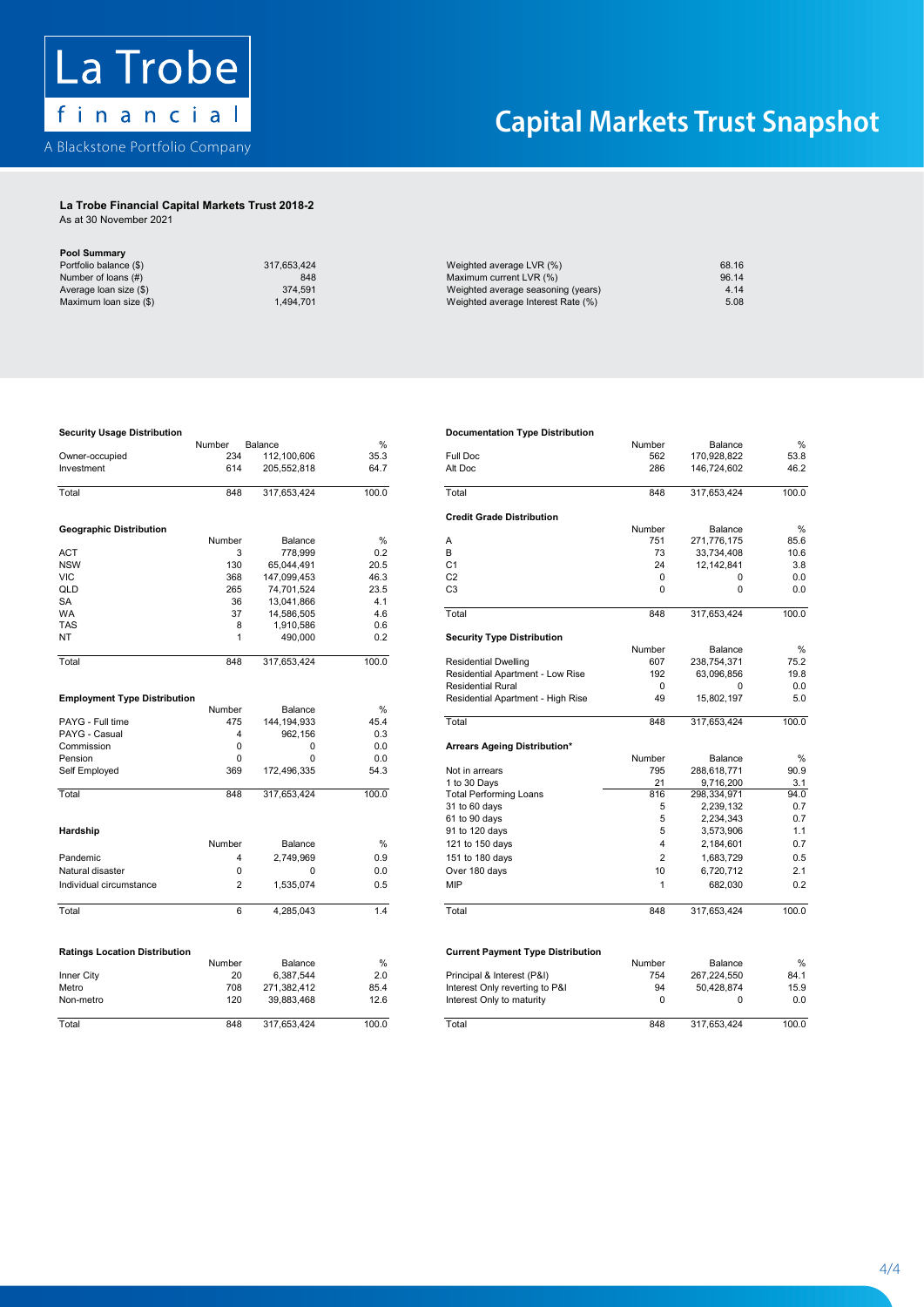La Trobe financial

A Blackstone Portfolio Company

# Capital Markets Trust Snapshot

**La Trobe Financial Capital Markets Trust 2018-2**

As at 30 November 2021

**Pool Summary**

| | | | |
|---|---|---|---|
| Portfolio balance ($) | 317,653,424 | Weighted average LVR (%) | 68.16 |
| Number of loans (#) | 848 | Maximum current LVR (%) | 96.14 |
| Average loan size ($) | 374,591 | Weighted average seasoning (years) | 4.14 |
| Maximum loan size ($) | 1,494,701 | Weighted average Interest Rate (%) | 5.08 |

**Security Usage Distribution**

| | Number | Balance | % |
|---|---|---|---|
| Owner-occupied | 234 | 112,100,606 | 35.3 |
| Investment | 614 | 205,552,818 | 64.7 |
| Total | 848 | 317,653,424 | 100.0 |

**Geographic Distribution**

| | Number | Balance | % |
|---|---|---|---|
| ACT | 3 | 778,999 | 0.2 |
| NSW | 130 | 65,044,491 | 20.5 |
| VIC | 368 | 147,099,453 | 46.3 |
| QLD | 265 | 74,701,524 | 23.5 |
| SA | 36 | 13,041,866 | 4.1 |
| WA | 37 | 14,586,505 | 4.6 |
| TAS | 8 | 1,910,586 | 0.6 |
| NT | 1 | 490,000 | 0.2 |
| Total | 848 | 317,653,424 | 100.0 |

**Employment Type Distribution**

| | Number | Balance | % |
|---|---|---|---|
| PAYG - Full time | 475 | 144,194,933 | 45.4 |
| PAYG - Casual | 4 | 962,156 | 0.3 |
| Commission | 0 | 0 | 0.0 |
| Pension | 0 | 0 | 0.0 |
| Self Employed | 369 | 172,496,335 | 54.3 |
| Total | 848 | 317,653,424 | 100.0 |

**Hardship**

| | Number | Balance | % |
|---|---|---|---|
| Pandemic | 4 | 2,749,969 | 0.9 |
| Natural disaster | 0 | 0 | 0.0 |
| Individual circumstance | 2 | 1,535,074 | 0.5 |
| Total | 6 | 4,285,043 | 1.4 |

**Ratings Location Distribution**

| | Number | Balance | % |
|---|---|---|---|
| Inner City | 20 | 6,387,544 | 2.0 |
| Metro | 708 | 271,382,412 | 85.4 |
| Non-metro | 120 | 39,883,468 | 12.6 |
| Total | 848 | 317,653,424 | 100.0 |

**Documentation Type Distribution**

| | Number | Balance | % |
|---|---|---|---|
| Full Doc | 562 | 170,928,822 | 53.8 |
| Alt Doc | 286 | 146,724,602 | 46.2 |
| Total | 848 | 317,653,424 | 100.0 |

**Credit Grade Distribution**

| | Number | Balance | % |
|---|---|---|---|
| A | 751 | 271,776,175 | 85.6 |
| B | 73 | 33,734,408 | 10.6 |
| C1 | 24 | 12,142,841 | 3.8 |
| C2 | 0 | 0 | 0.0 |
| C3 | 0 | 0 | 0.0 |
| Total | 848 | 317,653,424 | 100.0 |

**Security Type Distribution**

| | Number | Balance | % |
|---|---|---|---|
| Residential Dwelling | 607 | 238,754,371 | 75.2 |
| Residential Apartment - Low Rise | 192 | 63,096,856 | 19.8 |
| Residential Rural | 0 | 0 | 0.0 |
| Residential Apartment - High Rise | 49 | 15,802,197 | 5.0 |
| Total | 848 | 317,653,424 | 100.0 |

**Arrears Ageing Distribution***

| | Number | Balance | % |
|---|---|---|---|
| Not in arrears | 795 | 288,618,771 | 90.9 |
| 1 to 30 Days | 21 | 9,716,200 | 3.1 |
| Total Performing Loans | 816 | 298,334,971 | 94.0 |
| 31 to 60 days | 5 | 2,239,132 | 0.7 |
| 61 to 90 days | 5 | 2,234,343 | 0.7 |
| 91 to 120 days | 5 | 3,573,906 | 1.1 |
| 121 to 150 days | 4 | 2,184,601 | 0.7 |
| 151 to 180 days | 2 | 1,683,729 | 0.5 |
| Over 180 days | 10 | 6,720,712 | 2.1 |
| MIP | 1 | 682,030 | 0.2 |
| Total | 848 | 317,653,424 | 100.0 |

**Current Payment Type Distribution**

| | Number | Balance | % |
|---|---|---|---|
| Principal & Interest (P&I) | 754 | 267,224,550 | 84.1 |
| Interest Only reverting to P&I | 94 | 50,428,874 | 15.9 |
| Interest Only to maturity | 0 | 0 | 0.0 |
| Total | 848 | 317,653,424 | 100.0 |